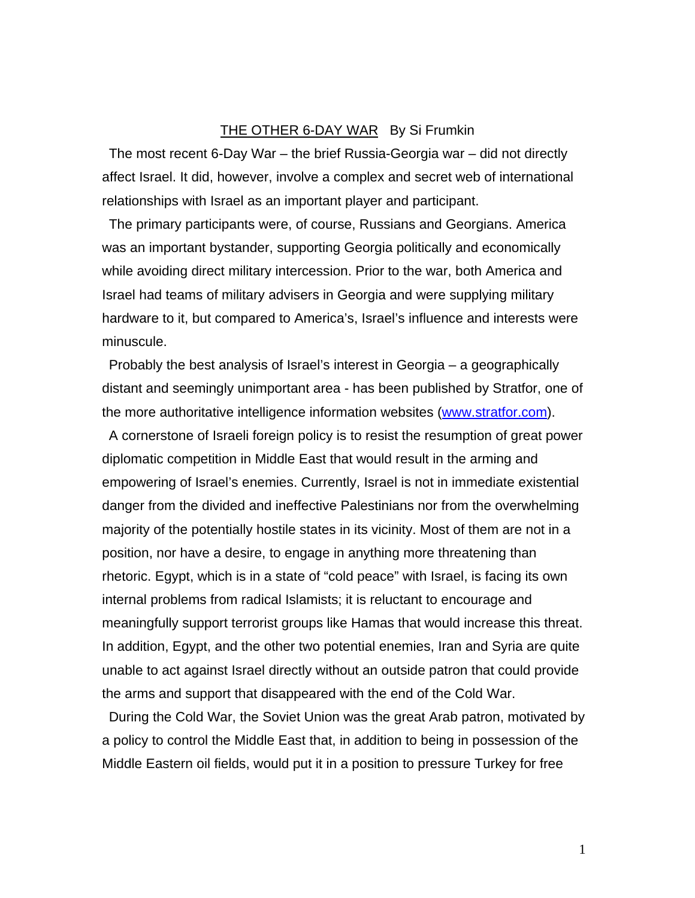# THE OTHER 6-DAY WAR By Si Frumkin

The most recent 6-Day War – the brief Russia-Georgia war – did not directly affect Israel. It did, however, involve a complex and secret web of international relationships with Israel as an important player and participant.

The primary participants were, of course, Russians and Georgians. America was an important bystander, supporting Georgia politically and economically while avoiding direct military intercession. Prior to the war, both America and Israel had teams of military advisers in Georgia and were supplying military hardware to it, but compared to America's, Israel's influence and interests were minuscule.

Probably the best analysis of Israel's interest in Georgia – a geographically distant and seemingly unimportant area - has been published by Stratfor, one of the more authoritative intelligence information websites (www.stratfor.com).

A cornerstone of Israeli foreign policy is to resist the resumption of great power diplomatic competition in Middle East that would result in the arming and empowering of Israel's enemies. Currently, Israel is not in immediate existential danger from the divided and ineffective Palestinians nor from the overwhelming majority of the potentially hostile states in its vicinity. Most of them are not in a position, nor have a desire, to engage in anything more threatening than rhetoric. Egypt, which is in a state of "cold peace" with Israel, is facing its own internal problems from radical Islamists; it is reluctant to encourage and meaningfully support terrorist groups like Hamas that would increase this threat. In addition, Egypt, and the other two potential enemies, Iran and Syria are quite unable to act against Israel directly without an outside patron that could provide the arms and support that disappeared with the end of the Cold War.

During the Cold War, the Soviet Union was the great Arab patron, motivated by a policy to control the Middle East that, in addition to being in possession of the Middle Eastern oil fields, would put it in a position to pressure Turkey for free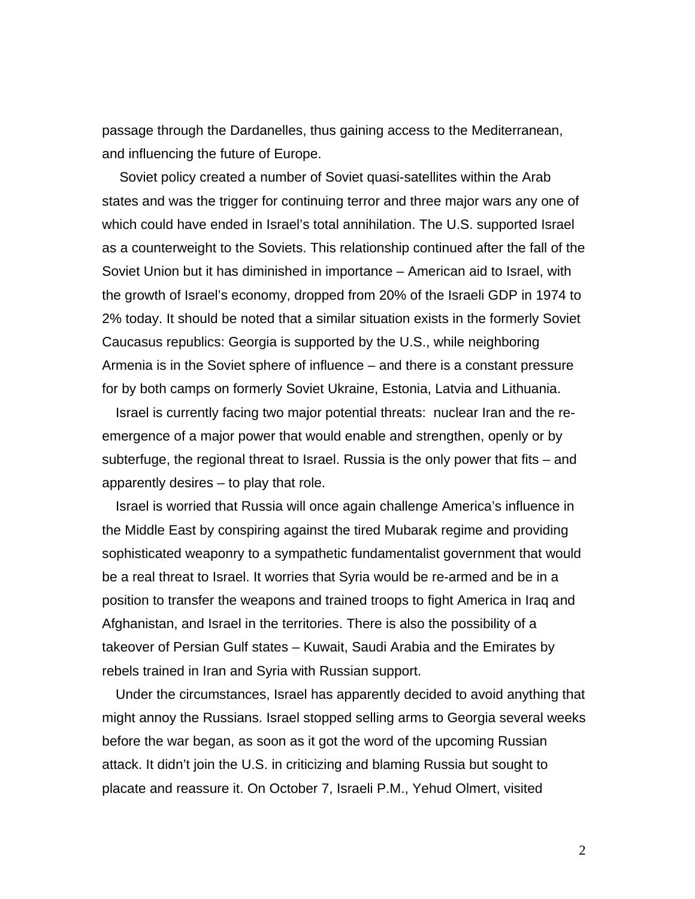passage through the Dardanelles, thus gaining access to the Mediterranean, and influencing the future of Europe.

Soviet policy created a number of Soviet quasi-satellites within the Arab states and was the trigger for continuing terror and three major wars any one of which could have ended in Israel's total annihilation. The U.S. supported Israel as a counterweight to the Soviets. This relationship continued after the fall of the Soviet Union but it has diminished in importance – American aid to Israel, with the growth of Israel's economy, dropped from 20% of the Israeli GDP in 1974 to 2% today. It should be noted that a similar situation exists in the formerly Soviet Caucasus republics: Georgia is supported by the U.S., while neighboring Armenia is in the Soviet sphere of influence – and there is a constant pressure for by both camps on formerly Soviet Ukraine, Estonia, Latvia and Lithuania.

Israel is currently facing two major potential threats: nuclear Iran and the re-emergence of a major power that would enable and strengthen, openly or by subterfuge, the regional threat to Israel. Russia is the only power that fits – and apparently desires – to play that role.

Israel is worried that Russia will once again challenge America's influence in the Middle East by conspiring against the tired Mubarak regime and providing sophisticated weaponry to a sympathetic fundamentalist government that would be a real threat to Israel. It worries that Syria would be re-armed and be in a position to transfer the weapons and trained troops to fight America in Iraq and Afghanistan, and Israel in the territories. There is also the possibility of a takeover of Persian Gulf states – Kuwait, Saudi Arabia and the Emirates by rebels trained in Iran and Syria with Russian support.

Under the circumstances, Israel has apparently decided to avoid anything that might annoy the Russians. Israel stopped selling arms to Georgia several weeks before the war began, as soon as it got the word of the upcoming Russian attack. It didn't join the U.S. in criticizing and blaming Russia but sought to placate and reassure it. On October 7, Israeli P.M., Yehud Olmert, visited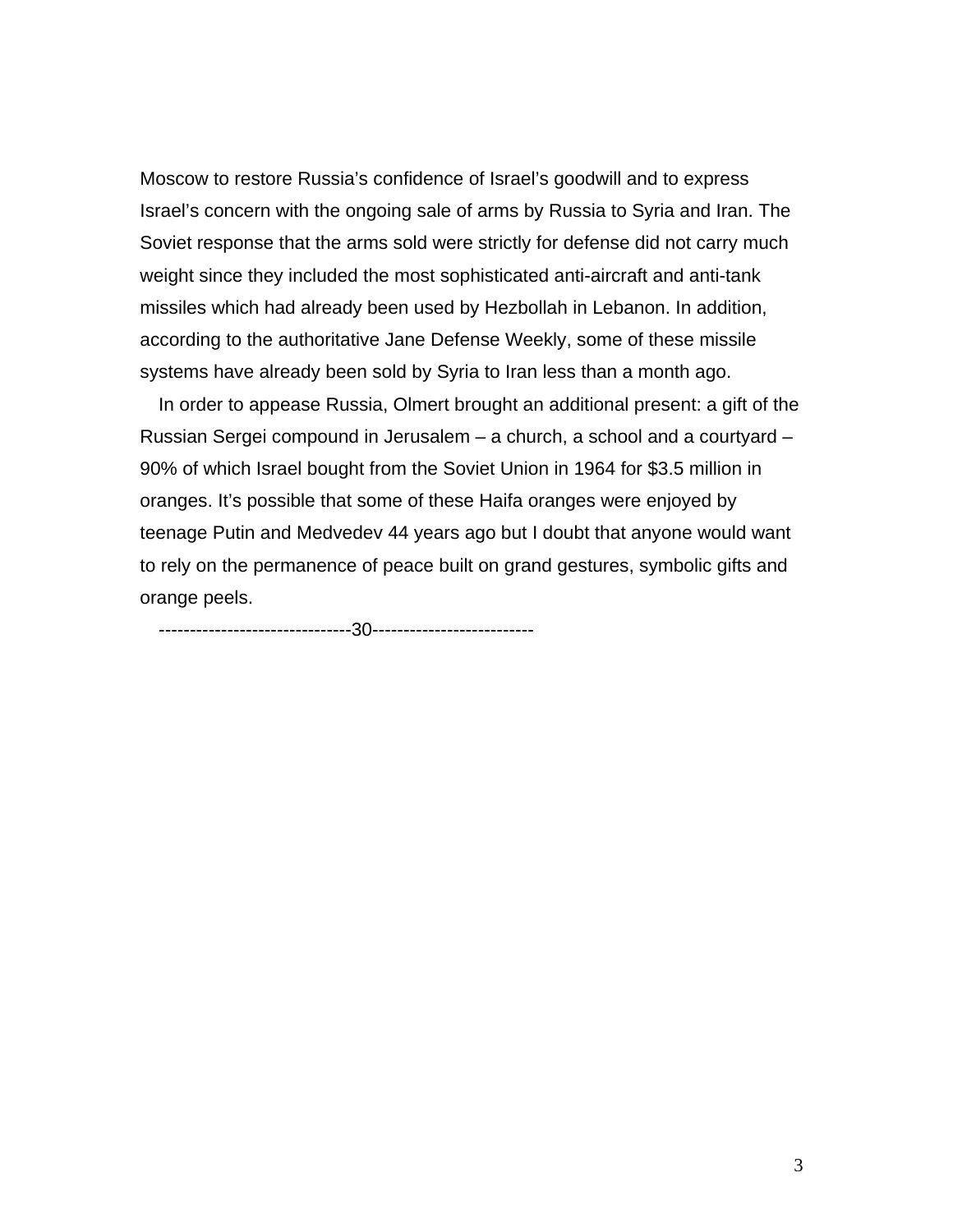Moscow to restore Russia's confidence of Israel's goodwill and to express Israel's concern with the ongoing sale of arms by Russia to Syria and Iran. The Soviet response that the arms sold were strictly for defense did not carry much weight since they included the most sophisticated anti-aircraft and anti-tank missiles which had already been used by Hezbollah in Lebanon. In addition, according to the authoritative Jane Defense Weekly, some of these missile systems have already been sold by Syria to Iran less than a month ago.

In order to appease Russia, Olmert brought an additional present: a gift of the Russian Sergei compound in Jerusalem – a church, a school and a courtyard – 90% of which Israel bought from the Soviet Union in 1964 for $3.5 million in oranges. It's possible that some of these Haifa oranges were enjoyed by teenage Putin and Medvedev 44 years ago but I doubt that anyone would want to rely on the permanence of peace built on grand gestures, symbolic gifts and orange peels.

-------------------------------30--------------------------